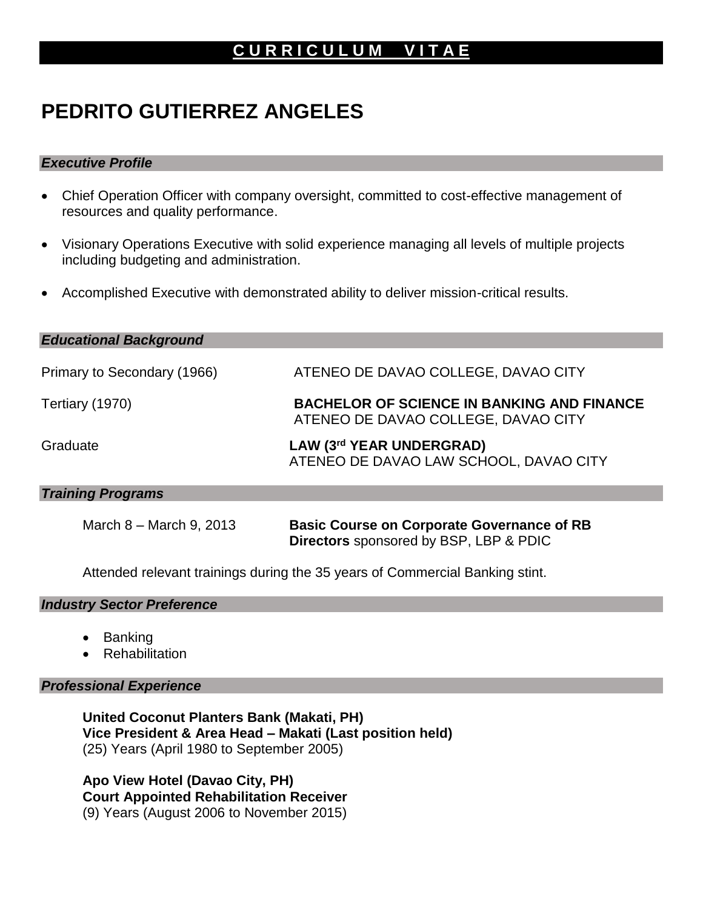# CURRICULUM VITAE

# PEDRITO GUTIERREZ ANGELES

## *Executive Profile*

- Chief Operation Officer with company oversight, committed to cost-effective management of resources and quality performance.
- Visionary Operations Executive with solid experience managing all levels of multiple projects including budgeting and administration.
- Accomplished Executive with demonstrated ability to deliver mission-critical results.

## *Educational Background*

| | |
|---|---|
| Primary to Secondary (1966) | ATENEO DE DAVAO COLLEGE, DAVAO CITY |
| Tertiary (1970) | **BACHELOR OF SCIENCE IN BANKING AND FINANCE**<br>ATENEO DE DAVAO COLLEGE, DAVAO CITY |
| Graduate | **LAW (3rd YEAR UNDERGRAD)**<br>ATENEO DE DAVAO LAW SCHOOL, DAVAO CITY |

## *Training Programs*

| | |
|---|---|
| March 8 – March 9, 2013 | **Basic Course on Corporate Governance of RB Directors** sponsored by BSP, LBP & PDIC |

Attended relevant trainings during the 35 years of Commercial Banking stint.

## *Industry Sector Preference*

- Banking
- Rehabilitation

## *Professional Experience*

**United Coconut Planters Bank (Makati, PH)**
**Vice President & Area Head – Makati (Last position held)**
(25) Years (April 1980 to September 2005)

**Apo View Hotel (Davao City, PH)**
**Court Appointed Rehabilitation Receiver**
(9) Years (August 2006 to November 2015)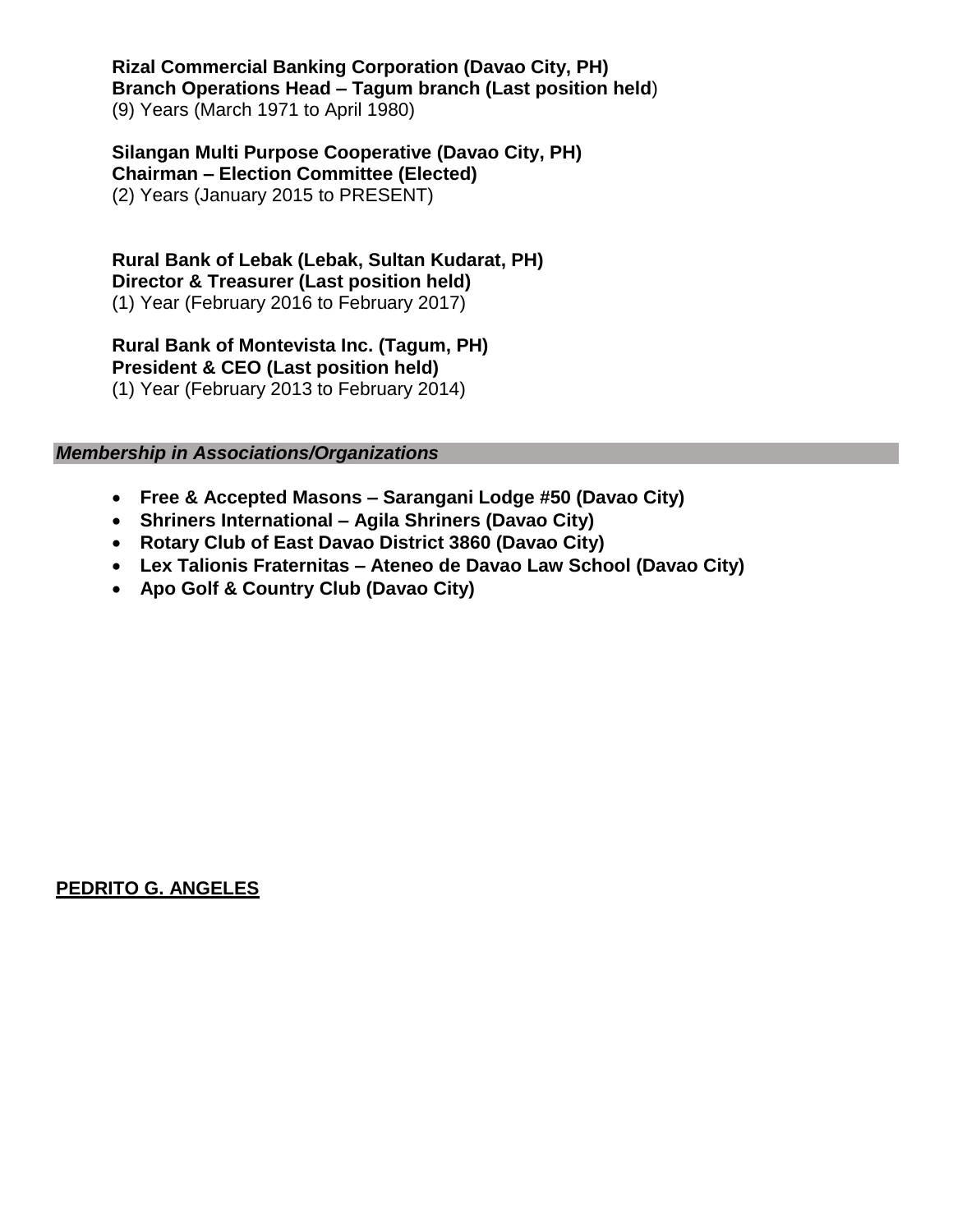**Rizal Commercial Banking Corporation (Davao City, PH)**
**Branch Operations Head – Tagum branch (Last position held**)
(9) Years (March 1971 to April 1980)

**Silangan Multi Purpose Cooperative (Davao City, PH)**
**Chairman – Election Committee (Elected)**
(2) Years (January 2015 to PRESENT)

**Rural Bank of Lebak (Lebak, Sultan Kudarat, PH)**
**Director & Treasurer (Last position held)**
(1) Year (February 2016 to February 2017)

**Rural Bank of Montevista Inc. (Tagum, PH)**
**President & CEO (Last position held)**
(1) Year (February 2013 to February 2014)

***Membership in Associations/Organizations***

- **Free & Accepted Masons – Sarangani Lodge #50 (Davao City)**
- **Shriners International – Agila Shriners (Davao City)**
- **Rotary Club of East Davao District 3860 (Davao City)**
- **Lex Talionis Fraternitas – Ateneo de Davao Law School (Davao City)**
- **Apo Golf & Country Club (Davao City)**

**PEDRITO G. ANGELES**